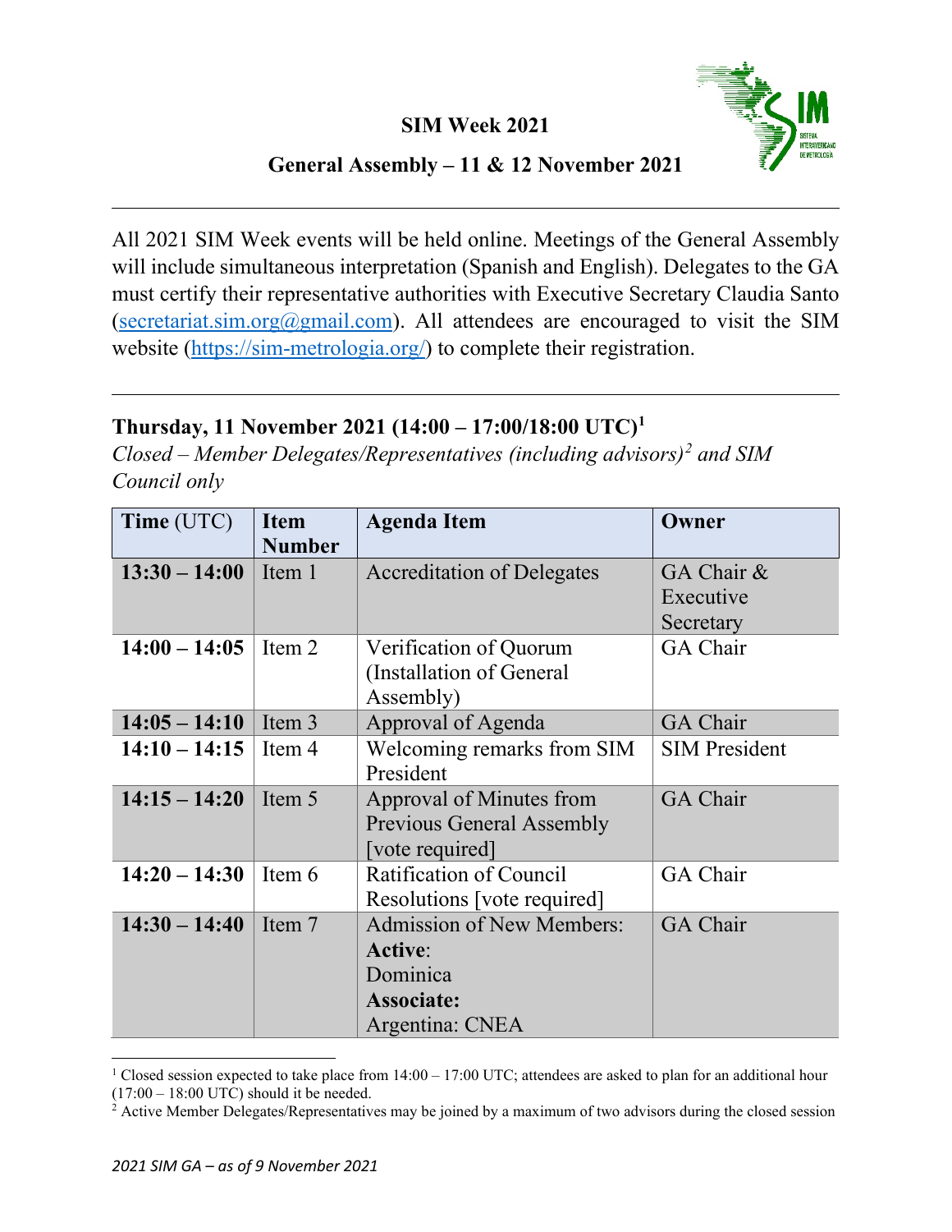# SIM Week 2021

## General Assembly – 11 & 12 November 2021

---

All 2021 SIM Week events will be held online. Meetings of the General Assembly will include simultaneous interpretation (Spanish and English). Delegates to the GA must certify their representative authorities with Executive Secretary Claudia Santo (secretariat.sim.org@gmail.com). All attendees are encouraged to visit the SIM website (https://sim-metrologia.org/) to complete their registration.

---

### Thursday, 11 November 2021 (14:00 – 17:00/18:00 UTC)[1]

*Closed – Member Delegates/Representatives (including advisors)[2] and SIM Council only*

| Time (UTC) | Item Number | Agenda Item | Owner |
|---|---|---|---|
| **13:30 – 14:00** | Item 1 | Accreditation of Delegates | GA Chair & Executive Secretary |
| **14:00 – 14:05** | Item 2 | Verification of Quorum (Installation of General Assembly) | GA Chair |
| **14:05 – 14:10** | Item 3 | Approval of Agenda | GA Chair |
| **14:10 – 14:15** | Item 4 | Welcoming remarks from SIM President | SIM President |
| **14:15 – 14:20** | Item 5 | Approval of Minutes from Previous General Assembly [vote required] | GA Chair |
| **14:20 – 14:30** | Item 6 | Ratification of Council Resolutions [vote required] | GA Chair |
| **14:30 – 14:40** | Item 7 | Admission of New Members: **Active**: Dominica **Associate:** Argentina: CNEA | GA Chair |

[1] Closed session expected to take place from 14:00 – 17:00 UTC; attendees are asked to plan for an additional hour (17:00 – 18:00 UTC) should it be needed.

[2] Active Member Delegates/Representatives may be joined by a maximum of two advisors during the closed session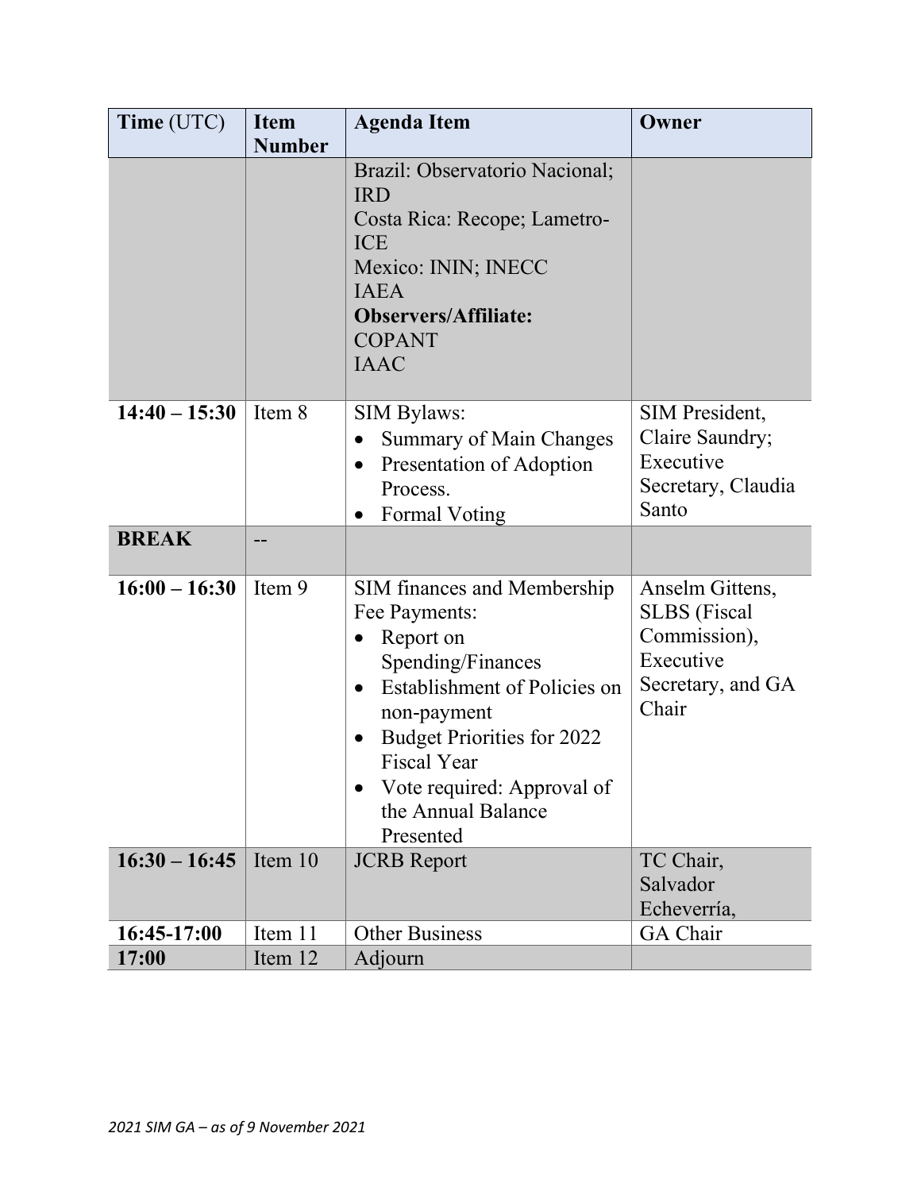| **Time** (UTC) | **Item Number** | **Agenda Item** | **Owner** |
|---|---|---|---|
| | | Brazil: Observatorio Nacional; IRD<br>Costa Rica: Recope; Lametro-ICE<br>Mexico: ININ; INECC<br>IAEA<br>**Observers/Affiliate:**<br>COPANT<br>IAAC | |
| **14:40 – 15:30** | Item 8 | SIM Bylaws:<br>• Summary of Main Changes<br>• Presentation of Adoption Process.<br>• Formal Voting | SIM President, Claire Saundry; Executive Secretary, Claudia Santo |
| **BREAK** | -- | | |
| **16:00 – 16:30** | Item 9 | SIM finances and Membership Fee Payments:<br>• Report on Spending/Finances<br>• Establishment of Policies on non-payment<br>• Budget Priorities for 2022 Fiscal Year<br>• Vote required: Approval of the Annual Balance Presented | Anselm Gittens, SLBS (Fiscal Commission), Executive Secretary, and GA Chair |
| **16:30 – 16:45** | Item 10 | JCRB Report | TC Chair, Salvador Echeverría, |
| **16:45-17:00** | Item 11 | Other Business | GA Chair |
| **17:00** | Item 12 | Adjourn | |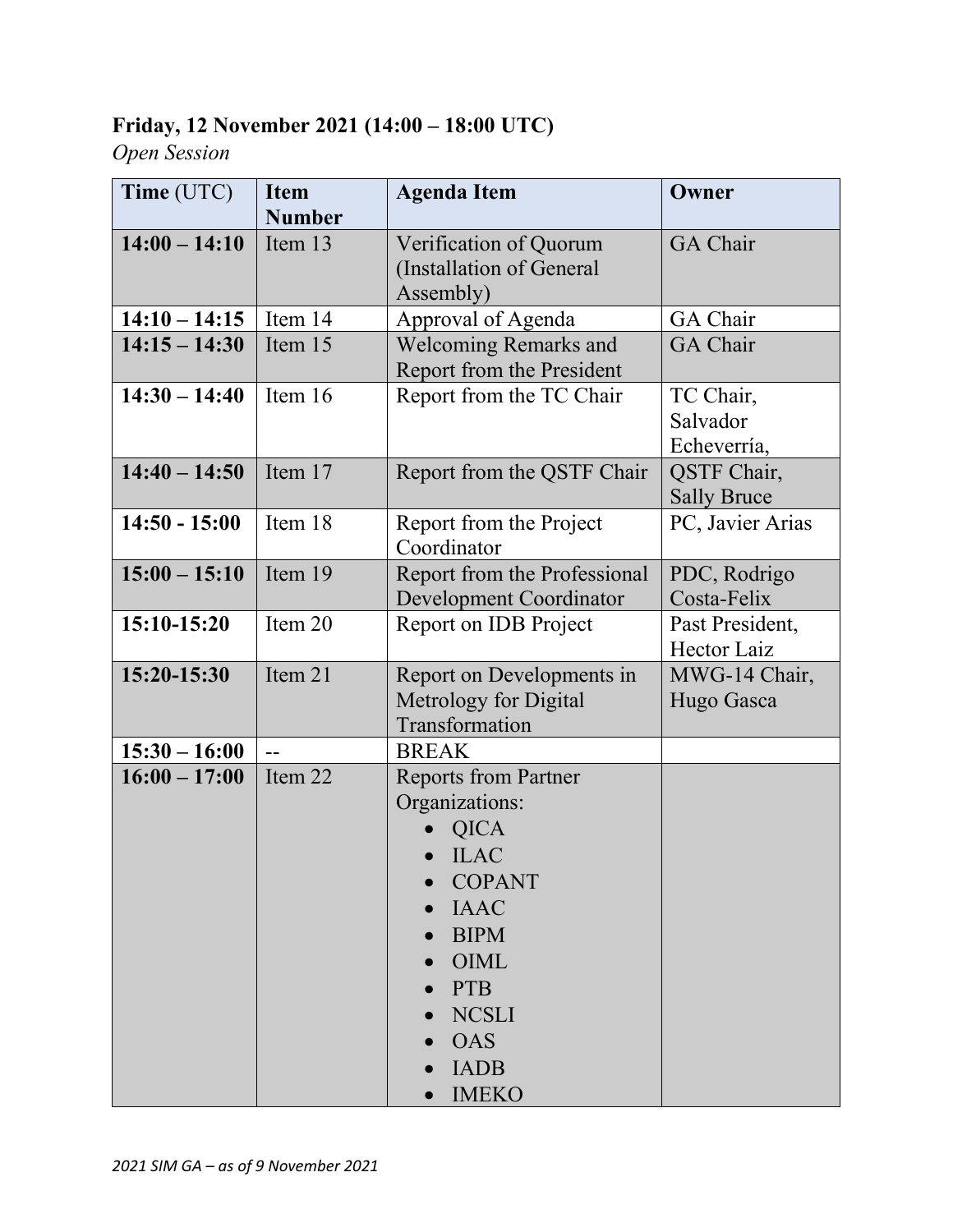**Friday, 12 November 2021 (14:00 – 18:00 UTC)**

*Open Session*

| **Time** (UTC) | **Item Number** | **Agenda Item** | **Owner** |
|---|---|---|---|
| **14:00 – 14:10** | Item 13 | Verification of Quorum (Installation of General Assembly) | GA Chair |
| **14:10 – 14:15** | Item 14 | Approval of Agenda | GA Chair |
| **14:15 – 14:30** | Item 15 | Welcoming Remarks and Report from the President | GA Chair |
| **14:30 – 14:40** | Item 16 | Report from the TC Chair | TC Chair, Salvador Echeverría, |
| **14:40 – 14:50** | Item 17 | Report from the QSTF Chair | QSTF Chair, Sally Bruce |
| **14:50 - 15:00** | Item 18 | Report from the Project Coordinator | PC, Javier Arias |
| **15:00 – 15:10** | Item 19 | Report from the Professional Development Coordinator | PDC, Rodrigo Costa-Felix |
| **15:10-15:20** | Item 20 | Report on IDB Project | Past President, Hector Laiz |
| **15:20-15:30** | Item 21 | Report on Developments in Metrology for Digital Transformation | MWG-14 Chair, Hugo Gasca |
| **15:30 – 16:00** | -- | BREAK | |
| **16:00 – 17:00** | Item 22 | Reports from Partner Organizations: <br>• QICA <br>• ILAC <br>• COPANT <br>• IAAC <br>• BIPM <br>• OIML <br>• PTB <br>• NCSLI <br>• OAS <br>• IADB <br>• IMEKO | |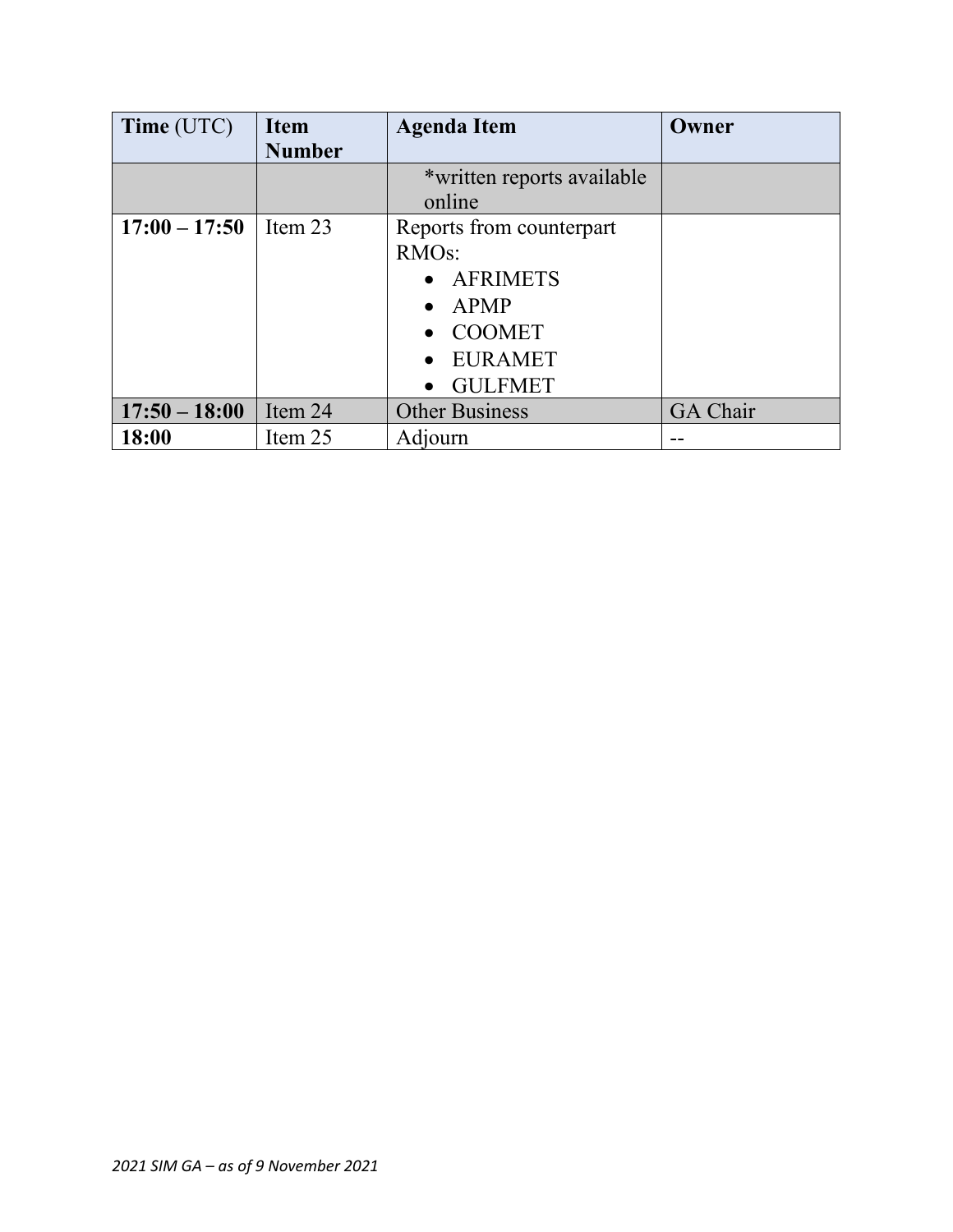| **Time** (UTC) | **Item Number** | **Agenda Item** | **Owner** |
|---|---|---|---|
| | | *written reports available online | |
| **17:00 – 17:50** | Item 23 | Reports from counterpart RMOs:<br>• AFRIMETS<br>• APMP<br>• COOMET<br>• EURAMET<br>• GULFMET | |
| **17:50 – 18:00** | Item 24 | Other Business | GA Chair |
| **18:00** | Item 25 | Adjourn | -- |